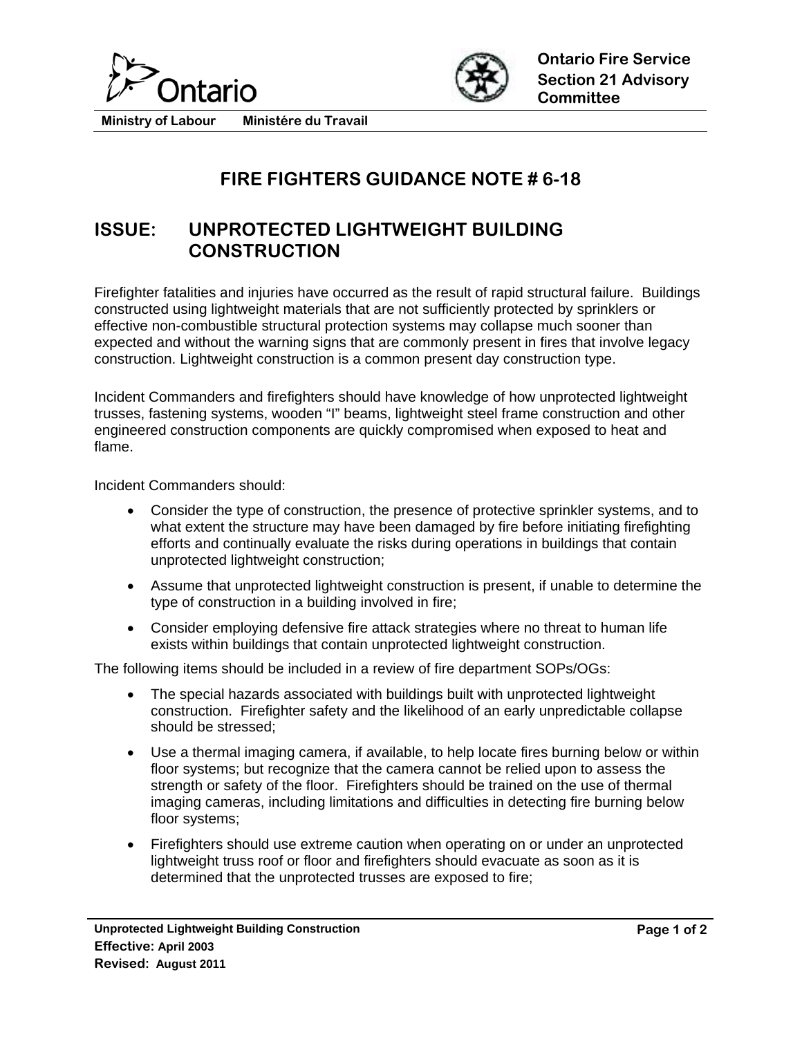Ontario

Ministry of Labour  Ministére du Travail

**Ontario Fire Service Section 21 Advisory Committee**

# FIRE FIGHTERS GUIDANCE NOTE # 6-18

## ISSUE: UNPROTECTED LIGHTWEIGHT BUILDING CONSTRUCTION

Firefighter fatalities and injuries have occurred as the result of rapid structural failure. Buildings constructed using lightweight materials that are not sufficiently protected by sprinklers or effective non-combustible structural protection systems may collapse much sooner than expected and without the warning signs that are commonly present in fires that involve legacy construction. Lightweight construction is a common present day construction type.

Incident Commanders and firefighters should have knowledge of how unprotected lightweight trusses, fastening systems, wooden "I" beams, lightweight steel frame construction and other engineered construction components are quickly compromised when exposed to heat and flame.

Incident Commanders should:

- Consider the type of construction, the presence of protective sprinkler systems, and to what extent the structure may have been damaged by fire before initiating firefighting efforts and continually evaluate the risks during operations in buildings that contain unprotected lightweight construction;
- Assume that unprotected lightweight construction is present, if unable to determine the type of construction in a building involved in fire;
- Consider employing defensive fire attack strategies where no threat to human life exists within buildings that contain unprotected lightweight construction.

The following items should be included in a review of fire department SOPs/OGs:

- The special hazards associated with buildings built with unprotected lightweight construction. Firefighter safety and the likelihood of an early unpredictable collapse should be stressed;
- Use a thermal imaging camera, if available, to help locate fires burning below or within floor systems; but recognize that the camera cannot be relied upon to assess the strength or safety of the floor. Firefighters should be trained on the use of thermal imaging cameras, including limitations and difficulties in detecting fire burning below floor systems;
- Firefighters should use extreme caution when operating on or under an unprotected lightweight truss roof or floor and firefighters should evacuate as soon as it is determined that the unprotected trusses are exposed to fire;

**Unprotected Lightweight Building Construction**
**Effective:** April 2003
**Revised:** August 2011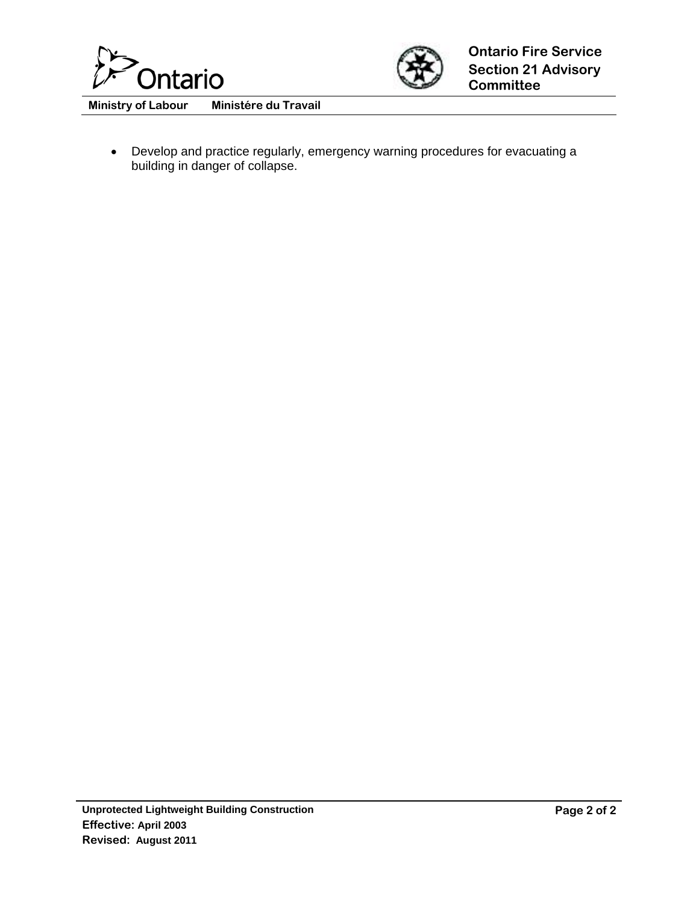- Develop and practice regularly, emergency warning procedures for evacuating a building in danger of collapse.